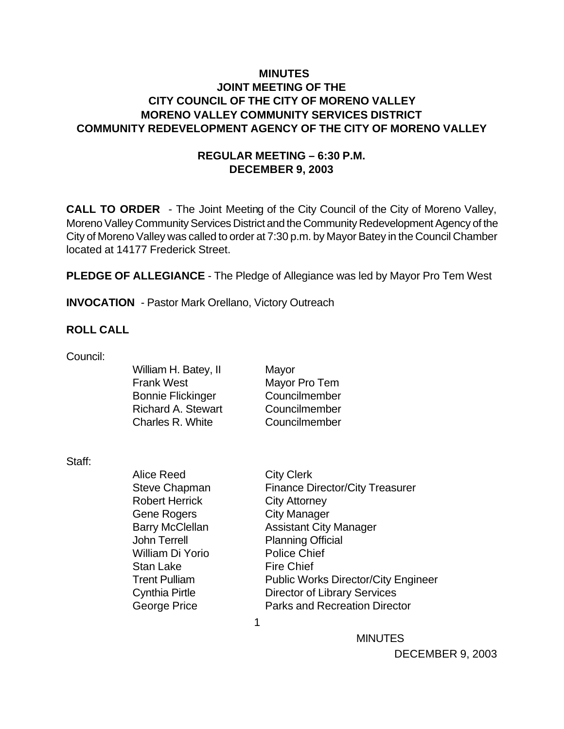# MINUTES
# JOINT MEETING OF THE
# CITY COUNCIL OF THE CITY OF MORENO VALLEY
# MORENO VALLEY COMMUNITY SERVICES DISTRICT
# COMMUNITY REDEVELOPMENT AGENCY OF THE CITY OF MORENO VALLEY

## REGULAR MEETING – 6:30 P.M.
## DECEMBER 9, 2003

**CALL TO ORDER** - The Joint Meeting of the City Council of the City of Moreno Valley, Moreno Valley Community Services District and the Community Redevelopment Agency of the City of Moreno Valley was called to order at 7:30 p.m. by Mayor Batey in the Council Chamber located at 14177 Frederick Street.

**PLEDGE OF ALLEGIANCE** - The Pledge of Allegiance was led by Mayor Pro Tem West

**INVOCATION** - Pastor Mark Orellano, Victory Outreach

**ROLL CALL**

Council:

| | |
|---|---|
| William H. Batey, II | Mayor |
| Frank West | Mayor Pro Tem |
| Bonnie Flickinger | Councilmember |
| Richard A. Stewart | Councilmember |
| Charles R. White | Councilmember |

Staff:

| | |
|---|---|
| Alice Reed | City Clerk |
| Steve Chapman | Finance Director/City Treasurer |
| Robert Herrick | City Attorney |
| Gene Rogers | City Manager |
| Barry McClellan | Assistant City Manager |
| John Terrell | Planning Official |
| William Di Yorio | Police Chief |
| Stan Lake | Fire Chief |
| Trent Pulliam | Public Works Director/City Engineer |
| Cynthia Pirtle | Director of Library Services |
| George Price | Parks and Recreation Director |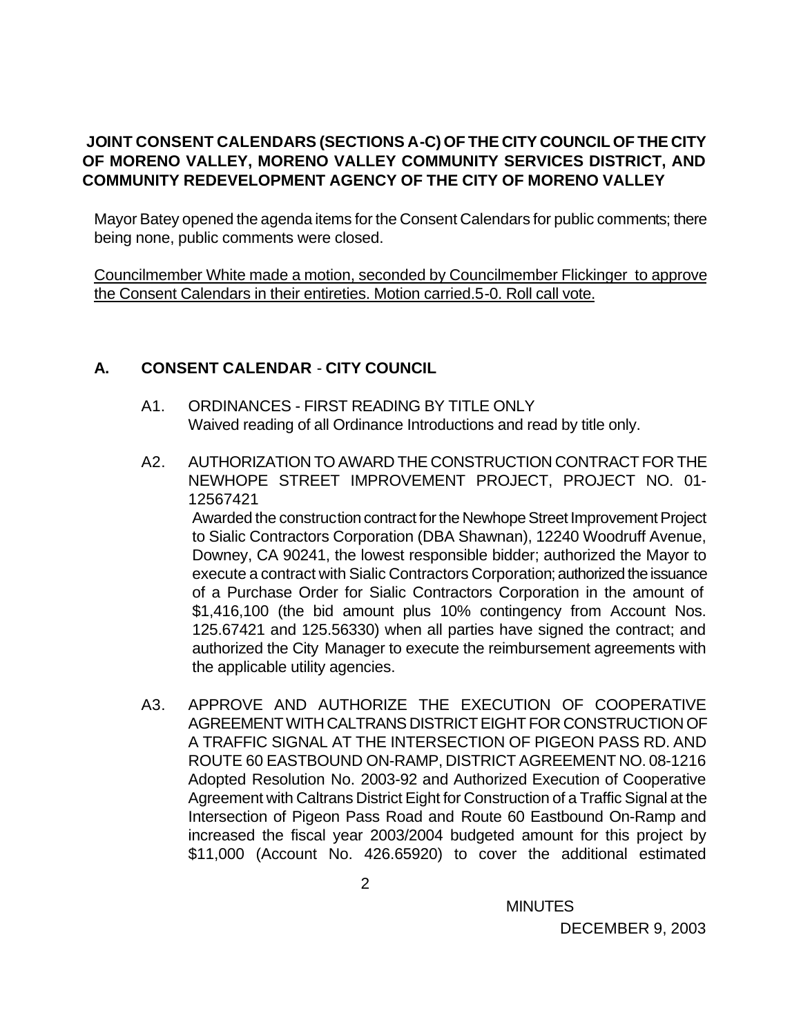## JOINT CONSENT CALENDARS (SECTIONS A-C) OF THE CITY COUNCIL OF THE CITY OF MORENO VALLEY, MORENO VALLEY COMMUNITY SERVICES DISTRICT, AND COMMUNITY REDEVELOPMENT AGENCY OF THE CITY OF MORENO VALLEY

Mayor Batey opened the agenda items for the Consent Calendars for public comments; there being none, public comments were closed.

Councilmember White made a motion, seconded by Councilmember Flickinger to approve the Consent Calendars in their entireties. Motion carried.5-0. Roll call vote.

## A. CONSENT CALENDAR - CITY COUNCIL

A1. ORDINANCES - FIRST READING BY TITLE ONLY
Waived reading of all Ordinance Introductions and read by title only.

A2. AUTHORIZATION TO AWARD THE CONSTRUCTION CONTRACT FOR THE NEWHOPE STREET IMPROVEMENT PROJECT, PROJECT NO. 01-12567421
Awarded the construction contract for the Newhope Street Improvement Project to Sialic Contractors Corporation (DBA Shawnan), 12240 Woodruff Avenue, Downey, CA 90241, the lowest responsible bidder; authorized the Mayor to execute a contract with Sialic Contractors Corporation; authorized the issuance of a Purchase Order for Sialic Contractors Corporation in the amount of $1,416,100 (the bid amount plus 10% contingency from Account Nos. 125.67421 and 125.56330) when all parties have signed the contract; and authorized the City Manager to execute the reimbursement agreements with the applicable utility agencies.

A3. APPROVE AND AUTHORIZE THE EXECUTION OF COOPERATIVE AGREEMENT WITH CALTRANS DISTRICT EIGHT FOR CONSTRUCTION OF A TRAFFIC SIGNAL AT THE INTERSECTION OF PIGEON PASS RD. AND ROUTE 60 EASTBOUND ON-RAMP, DISTRICT AGREEMENT NO. 08-1216
Adopted Resolution No. 2003-92 and Authorized Execution of Cooperative Agreement with Caltrans District Eight for Construction of a Traffic Signal at the Intersection of Pigeon Pass Road and Route 60 Eastbound On-Ramp and increased the fiscal year 2003/2004 budgeted amount for this project by $11,000 (Account No. 426.65920) to cover the additional estimated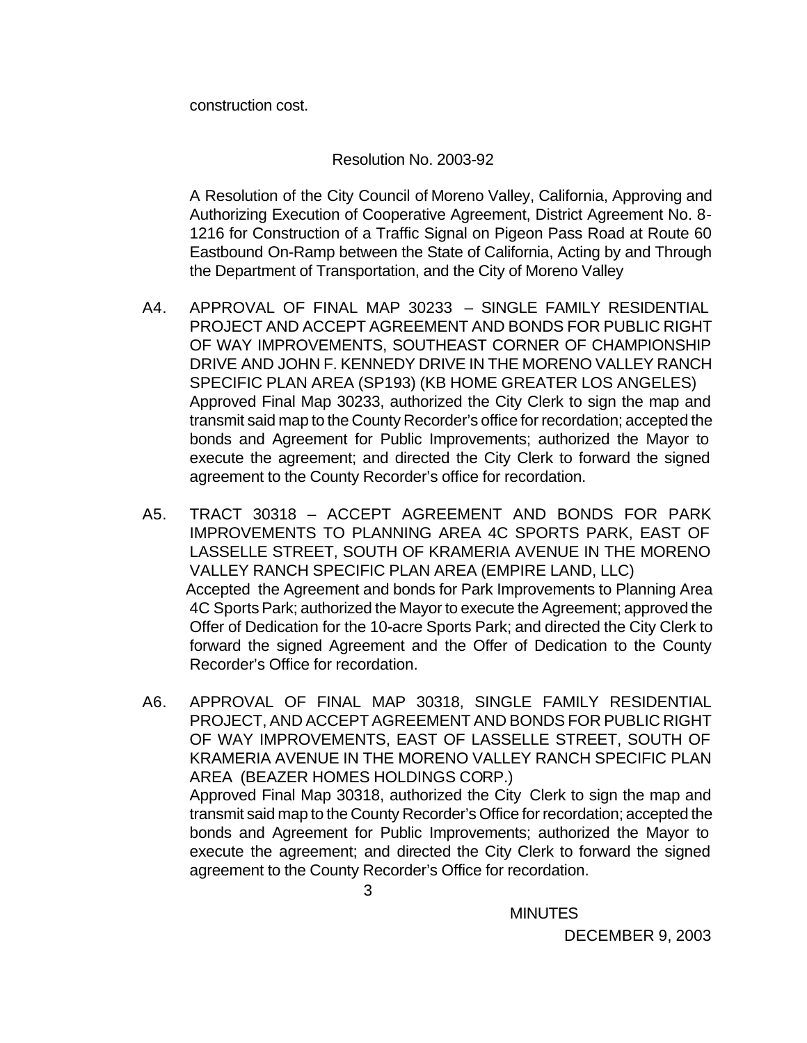construction cost.

Resolution No. 2003-92

A Resolution of the City Council of Moreno Valley, California, Approving and Authorizing Execution of Cooperative Agreement, District Agreement No. 8-1216 for Construction of a Traffic Signal on Pigeon Pass Road at Route 60 Eastbound On-Ramp between the State of California, Acting by and Through the Department of Transportation, and the City of Moreno Valley

A4. APPROVAL OF FINAL MAP 30233 – SINGLE FAMILY RESIDENTIAL PROJECT AND ACCEPT AGREEMENT AND BONDS FOR PUBLIC RIGHT OF WAY IMPROVEMENTS, SOUTHEAST CORNER OF CHAMPIONSHIP DRIVE AND JOHN F. KENNEDY DRIVE IN THE MORENO VALLEY RANCH SPECIFIC PLAN AREA (SP193) (KB HOME GREATER LOS ANGELES)
Approved Final Map 30233, authorized the City Clerk to sign the map and transmit said map to the County Recorder's office for recordation; accepted the bonds and Agreement for Public Improvements; authorized the Mayor to execute the agreement; and directed the City Clerk to forward the signed agreement to the County Recorder's office for recordation.

A5. TRACT 30318 – ACCEPT AGREEMENT AND BONDS FOR PARK IMPROVEMENTS TO PLANNING AREA 4C SPORTS PARK, EAST OF LASSELLE STREET, SOUTH OF KRAMERIA AVENUE IN THE MORENO VALLEY RANCH SPECIFIC PLAN AREA (EMPIRE LAND, LLC)
Accepted the Agreement and bonds for Park Improvements to Planning Area 4C Sports Park; authorized the Mayor to execute the Agreement; approved the Offer of Dedication for the 10-acre Sports Park; and directed the City Clerk to forward the signed Agreement and the Offer of Dedication to the County Recorder's Office for recordation.

A6. APPROVAL OF FINAL MAP 30318, SINGLE FAMILY RESIDENTIAL PROJECT, AND ACCEPT AGREEMENT AND BONDS FOR PUBLIC RIGHT OF WAY IMPROVEMENTS, EAST OF LASSELLE STREET, SOUTH OF KRAMERIA AVENUE IN THE MORENO VALLEY RANCH SPECIFIC PLAN AREA (BEAZER HOMES HOLDINGS CORP.)
Approved Final Map 30318, authorized the City Clerk to sign the map and transmit said map to the County Recorder's Office for recordation; accepted the bonds and Agreement for Public Improvements; authorized the Mayor to execute the agreement; and directed the City Clerk to forward the signed agreement to the County Recorder's Office for recordation.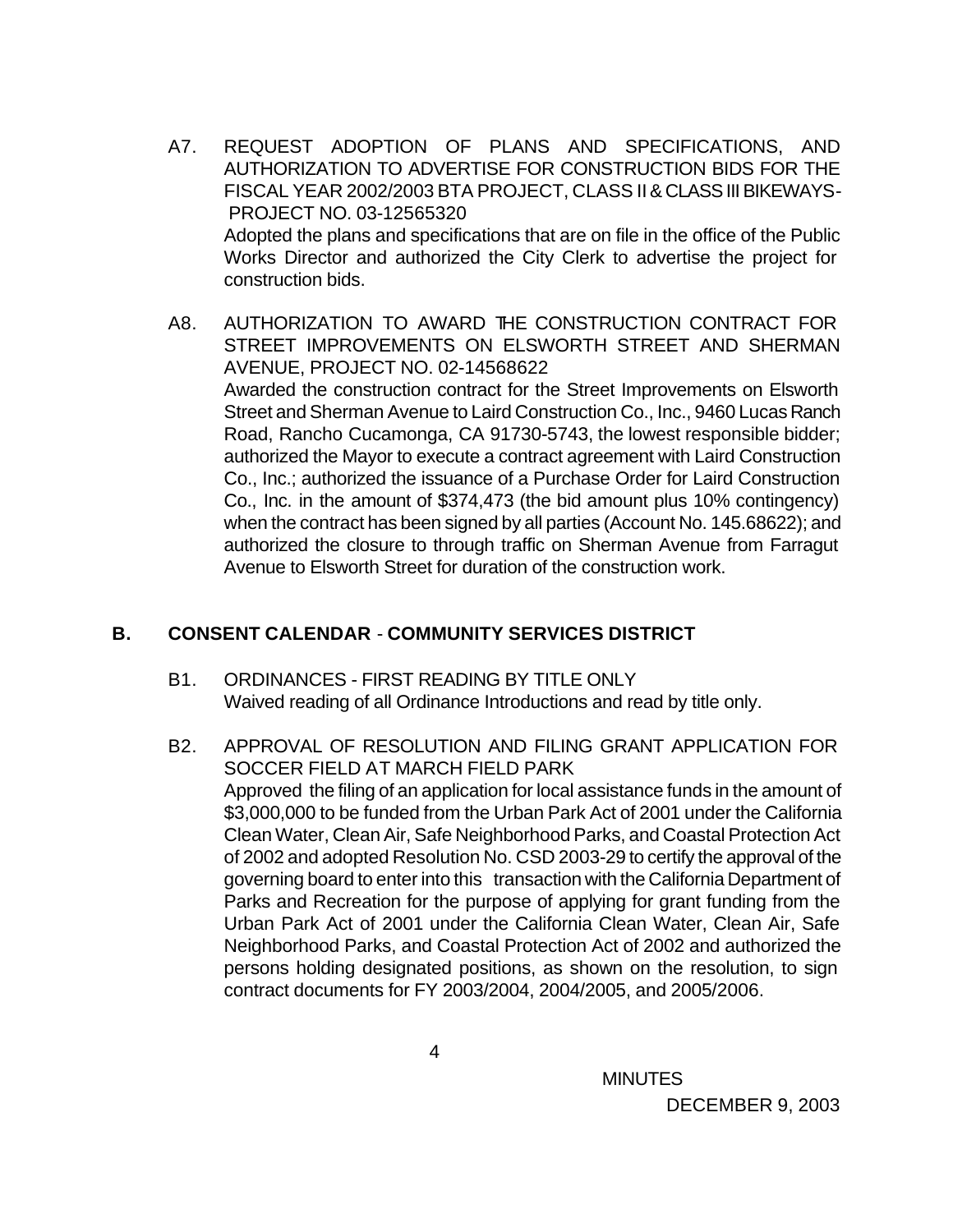A7. REQUEST ADOPTION OF PLANS AND SPECIFICATIONS, AND AUTHORIZATION TO ADVERTISE FOR CONSTRUCTION BIDS FOR THE FISCAL YEAR 2002/2003 BTA PROJECT, CLASS II & CLASS III BIKEWAYS- PROJECT NO. 03-12565320

Adopted the plans and specifications that are on file in the office of the Public Works Director and authorized the City Clerk to advertise the project for construction bids.

A8. AUTHORIZATION TO AWARD THE CONSTRUCTION CONTRACT FOR STREET IMPROVEMENTS ON ELSWORTH STREET AND SHERMAN AVENUE, PROJECT NO. 02-14568622

Awarded the construction contract for the Street Improvements on Elsworth Street and Sherman Avenue to Laird Construction Co., Inc., 9460 Lucas Ranch Road, Rancho Cucamonga, CA 91730-5743, the lowest responsible bidder; authorized the Mayor to execute a contract agreement with Laird Construction Co., Inc.; authorized the issuance of a Purchase Order for Laird Construction Co., Inc. in the amount of $374,473 (the bid amount plus 10% contingency) when the contract has been signed by all parties (Account No. 145.68622); and authorized the closure to through traffic on Sherman Avenue from Farragut Avenue to Elsworth Street for duration of the construction work.

## B. CONSENT CALENDAR - COMMUNITY SERVICES DISTRICT

B1. ORDINANCES - FIRST READING BY TITLE ONLY

Waived reading of all Ordinance Introductions and read by title only.

B2. APPROVAL OF RESOLUTION AND FILING GRANT APPLICATION FOR SOCCER FIELD AT MARCH FIELD PARK

Approved the filing of an application for local assistance funds in the amount of $3,000,000 to be funded from the Urban Park Act of 2001 under the California Clean Water, Clean Air, Safe Neighborhood Parks, and Coastal Protection Act of 2002 and adopted Resolution No. CSD 2003-29 to certify the approval of the governing board to enter into this transaction with the California Department of Parks and Recreation for the purpose of applying for grant funding from the Urban Park Act of 2001 under the California Clean Water, Clean Air, Safe Neighborhood Parks, and Coastal Protection Act of 2002 and authorized the persons holding designated positions, as shown on the resolution, to sign contract documents for FY 2003/2004, 2004/2005, and 2005/2006.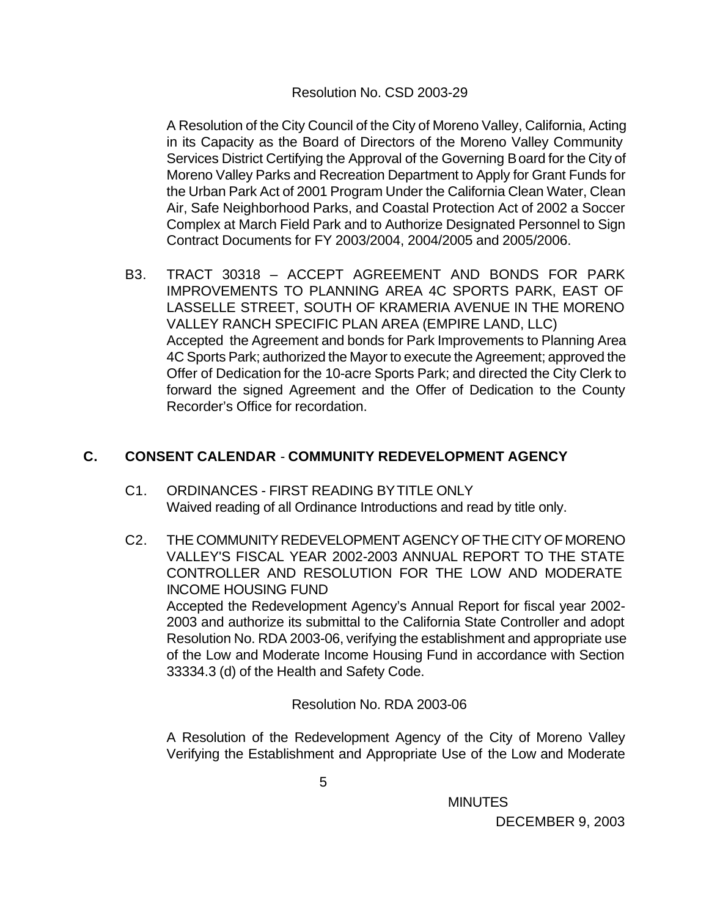Resolution No. CSD 2003-29

A Resolution of the City Council of the City of Moreno Valley, California, Acting in its Capacity as the Board of Directors of the Moreno Valley Community Services District Certifying the Approval of the Governing Board for the City of Moreno Valley Parks and Recreation Department to Apply for Grant Funds for the Urban Park Act of 2001 Program Under the California Clean Water, Clean Air, Safe Neighborhood Parks, and Coastal Protection Act of 2002 a Soccer Complex at March Field Park and to Authorize Designated Personnel to Sign Contract Documents for FY 2003/2004, 2004/2005 and 2005/2006.

B3. TRACT 30318 – ACCEPT AGREEMENT AND BONDS FOR PARK IMPROVEMENTS TO PLANNING AREA 4C SPORTS PARK, EAST OF LASSELLE STREET, SOUTH OF KRAMERIA AVENUE IN THE MORENO VALLEY RANCH SPECIFIC PLAN AREA (EMPIRE LAND, LLC)
Accepted the Agreement and bonds for Park Improvements to Planning Area 4C Sports Park; authorized the Mayor to execute the Agreement; approved the Offer of Dedication for the 10-acre Sports Park; and directed the City Clerk to forward the signed Agreement and the Offer of Dedication to the County Recorder's Office for recordation.

## C. CONSENT CALENDAR - COMMUNITY REDEVELOPMENT AGENCY

C1. ORDINANCES - FIRST READING BY TITLE ONLY
Waived reading of all Ordinance Introductions and read by title only.

C2. THE COMMUNITY REDEVELOPMENT AGENCY OF THE CITY OF MORENO VALLEY'S FISCAL YEAR 2002-2003 ANNUAL REPORT TO THE STATE CONTROLLER AND RESOLUTION FOR THE LOW AND MODERATE INCOME HOUSING FUND
Accepted the Redevelopment Agency's Annual Report for fiscal year 2002-2003 and authorize its submittal to the California State Controller and adopt Resolution No. RDA 2003-06, verifying the establishment and appropriate use of the Low and Moderate Income Housing Fund in accordance with Section 33334.3 (d) of the Health and Safety Code.

Resolution No. RDA 2003-06

A Resolution of the Redevelopment Agency of the City of Moreno Valley Verifying the Establishment and Appropriate Use of the Low and Moderate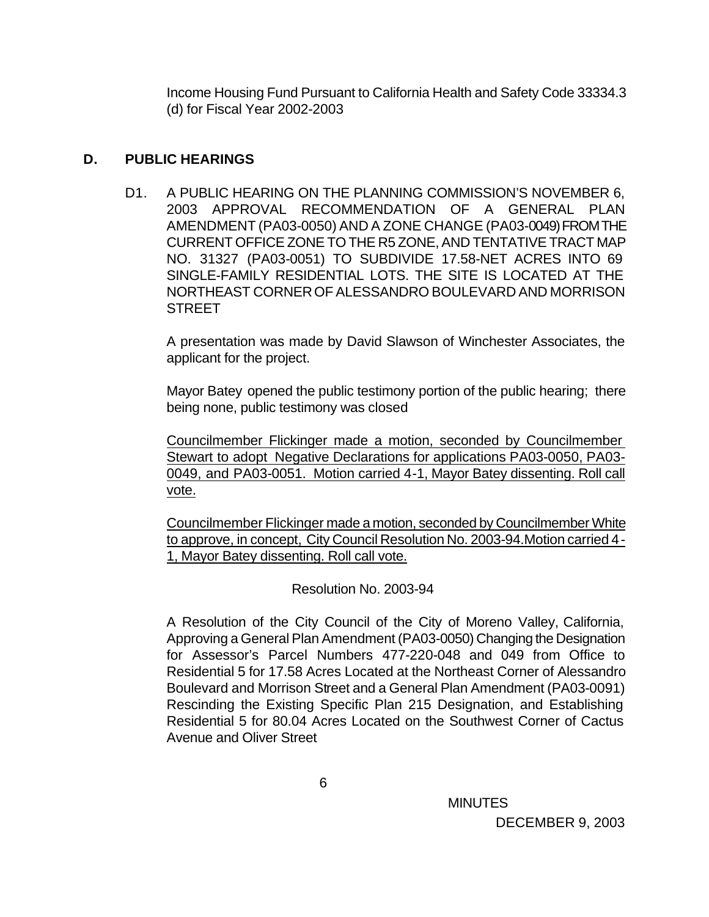Income Housing Fund Pursuant to California Health and Safety Code 33334.3 (d) for Fiscal Year 2002-2003

## D. PUBLIC HEARINGS

D1. A PUBLIC HEARING ON THE PLANNING COMMISSION'S NOVEMBER 6, 2003 APPROVAL RECOMMENDATION OF A GENERAL PLAN AMENDMENT (PA03-0050) AND A ZONE CHANGE (PA03-0049) FROM THE CURRENT OFFICE ZONE TO THE R5 ZONE, AND TENTATIVE TRACT MAP NO. 31327 (PA03-0051) TO SUBDIVIDE 17.58-NET ACRES INTO 69 SINGLE-FAMILY RESIDENTIAL LOTS. THE SITE IS LOCATED AT THE NORTHEAST CORNER OF ALESSANDRO BOULEVARD AND MORRISON STREET

A presentation was made by David Slawson of Winchester Associates, the applicant for the project.

Mayor Batey opened the public testimony portion of the public hearing; there being none, public testimony was closed

Councilmember Flickinger made a motion, seconded by Councilmember Stewart to adopt Negative Declarations for applications PA03-0050, PA03-0049, and PA03-0051. Motion carried 4-1, Mayor Batey dissenting. Roll call vote.

Councilmember Flickinger made a motion, seconded by Councilmember White to approve, in concept, City Council Resolution No. 2003-94.Motion carried 4-1, Mayor Batey dissenting. Roll call vote.

Resolution No. 2003-94

A Resolution of the City Council of the City of Moreno Valley, California, Approving a General Plan Amendment (PA03-0050) Changing the Designation for Assessor's Parcel Numbers 477-220-048 and 049 from Office to Residential 5 for 17.58 Acres Located at the Northeast Corner of Alessandro Boulevard and Morrison Street and a General Plan Amendment (PA03-0091) Rescinding the Existing Specific Plan 215 Designation, and Establishing Residential 5 for 80.04 Acres Located on the Southwest Corner of Cactus Avenue and Oliver Street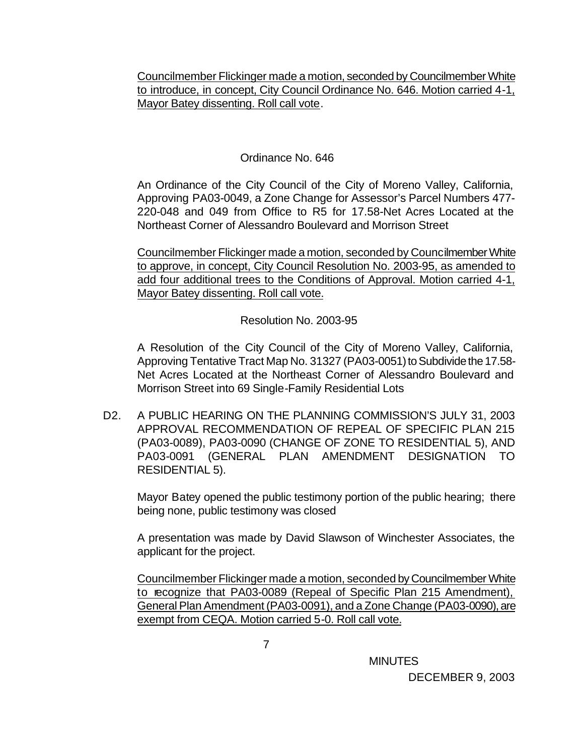Councilmember Flickinger made a motion, seconded by Councilmember White to introduce, in concept, City Council Ordinance No. 646. Motion carried 4-1, Mayor Batey dissenting. Roll call vote.

Ordinance No. 646

An Ordinance of the City Council of the City of Moreno Valley, California, Approving PA03-0049, a Zone Change for Assessor's Parcel Numbers 477-220-048 and 049 from Office to R5 for 17.58-Net Acres Located at the Northeast Corner of Alessandro Boulevard and Morrison Street

Councilmember Flickinger made a motion, seconded by Councilmember White to approve, in concept, City Council Resolution No. 2003-95, as amended to add four additional trees to the Conditions of Approval. Motion carried 4-1, Mayor Batey dissenting. Roll call vote.

Resolution No. 2003-95

A Resolution of the City Council of the City of Moreno Valley, California, Approving Tentative Tract Map No. 31327 (PA03-0051) to Subdivide the 17.58-Net Acres Located at the Northeast Corner of Alessandro Boulevard and Morrison Street into 69 Single-Family Residential Lots

D2. A PUBLIC HEARING ON THE PLANNING COMMISSION'S JULY 31, 2003 APPROVAL RECOMMENDATION OF REPEAL OF SPECIFIC PLAN 215 (PA03-0089), PA03-0090 (CHANGE OF ZONE TO RESIDENTIAL 5), AND PA03-0091 (GENERAL PLAN AMENDMENT DESIGNATION TO RESIDENTIAL 5).

Mayor Batey opened the public testimony portion of the public hearing; there being none, public testimony was closed

A presentation was made by David Slawson of Winchester Associates, the applicant for the project.

Councilmember Flickinger made a motion, seconded by Councilmember White to recognize that PA03-0089 (Repeal of Specific Plan 215 Amendment), General Plan Amendment (PA03-0091), and a Zone Change (PA03-0090), are exempt from CEQA. Motion carried 5-0. Roll call vote.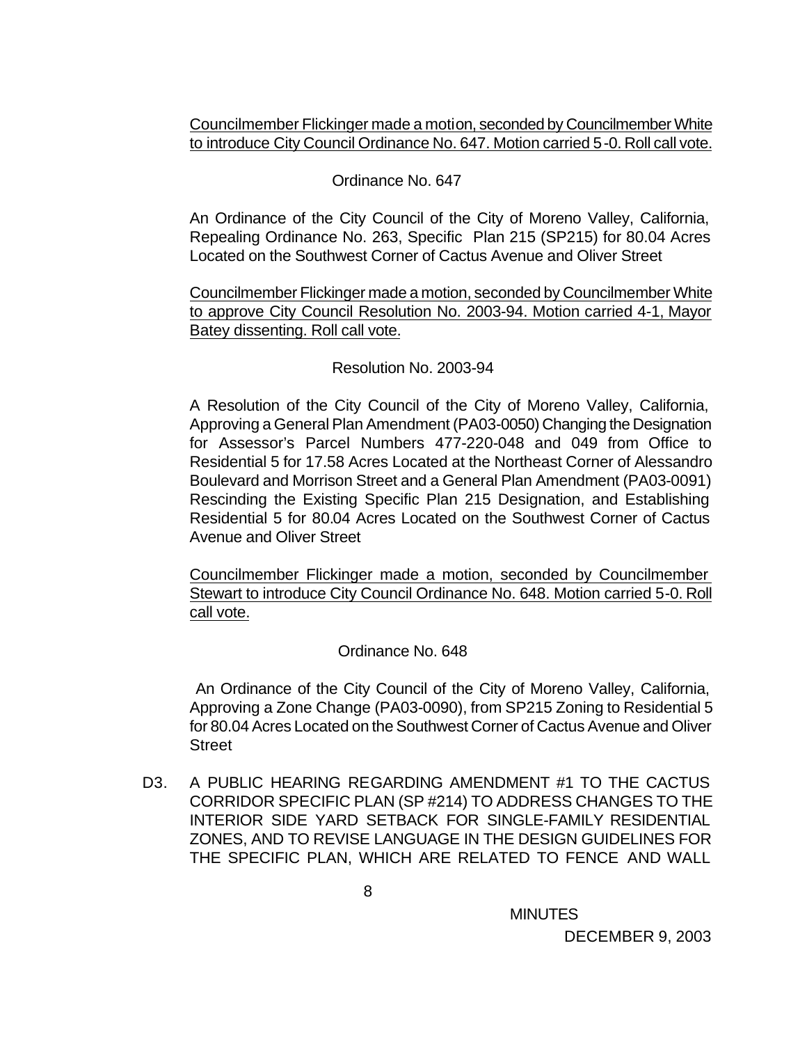<u>Councilmember Flickinger made a motion, seconded by Councilmember White to introduce City Council Ordinance No. 647. Motion carried 5-0. Roll call vote.</u>

Ordinance No. 647

An Ordinance of the City Council of the City of Moreno Valley, California, Repealing Ordinance No. 263, Specific Plan 215 (SP215) for 80.04 Acres Located on the Southwest Corner of Cactus Avenue and Oliver Street

<u>Councilmember Flickinger made a motion, seconded by Councilmember White to approve City Council Resolution No. 2003-94. Motion carried 4-1, Mayor Batey dissenting. Roll call vote.</u>

Resolution No. 2003-94

A Resolution of the City Council of the City of Moreno Valley, California, Approving a General Plan Amendment (PA03-0050) Changing the Designation for Assessor's Parcel Numbers 477-220-048 and 049 from Office to Residential 5 for 17.58 Acres Located at the Northeast Corner of Alessandro Boulevard and Morrison Street and a General Plan Amendment (PA03-0091) Rescinding the Existing Specific Plan 215 Designation, and Establishing Residential 5 for 80.04 Acres Located on the Southwest Corner of Cactus Avenue and Oliver Street

<u>Councilmember Flickinger made a motion, seconded by Councilmember Stewart to introduce City Council Ordinance No. 648. Motion carried 5-0. Roll call vote.</u>

Ordinance No. 648

An Ordinance of the City Council of the City of Moreno Valley, California, Approving a Zone Change (PA03-0090), from SP215 Zoning to Residential 5 for 80.04 Acres Located on the Southwest Corner of Cactus Avenue and Oliver Street

D3. A PUBLIC HEARING REGARDING AMENDMENT #1 TO THE CACTUS CORRIDOR SPECIFIC PLAN (SP #214) TO ADDRESS CHANGES TO THE INTERIOR SIDE YARD SETBACK FOR SINGLE-FAMILY RESIDENTIAL ZONES, AND TO REVISE LANGUAGE IN THE DESIGN GUIDELINES FOR THE SPECIFIC PLAN, WHICH ARE RELATED TO FENCE AND WALL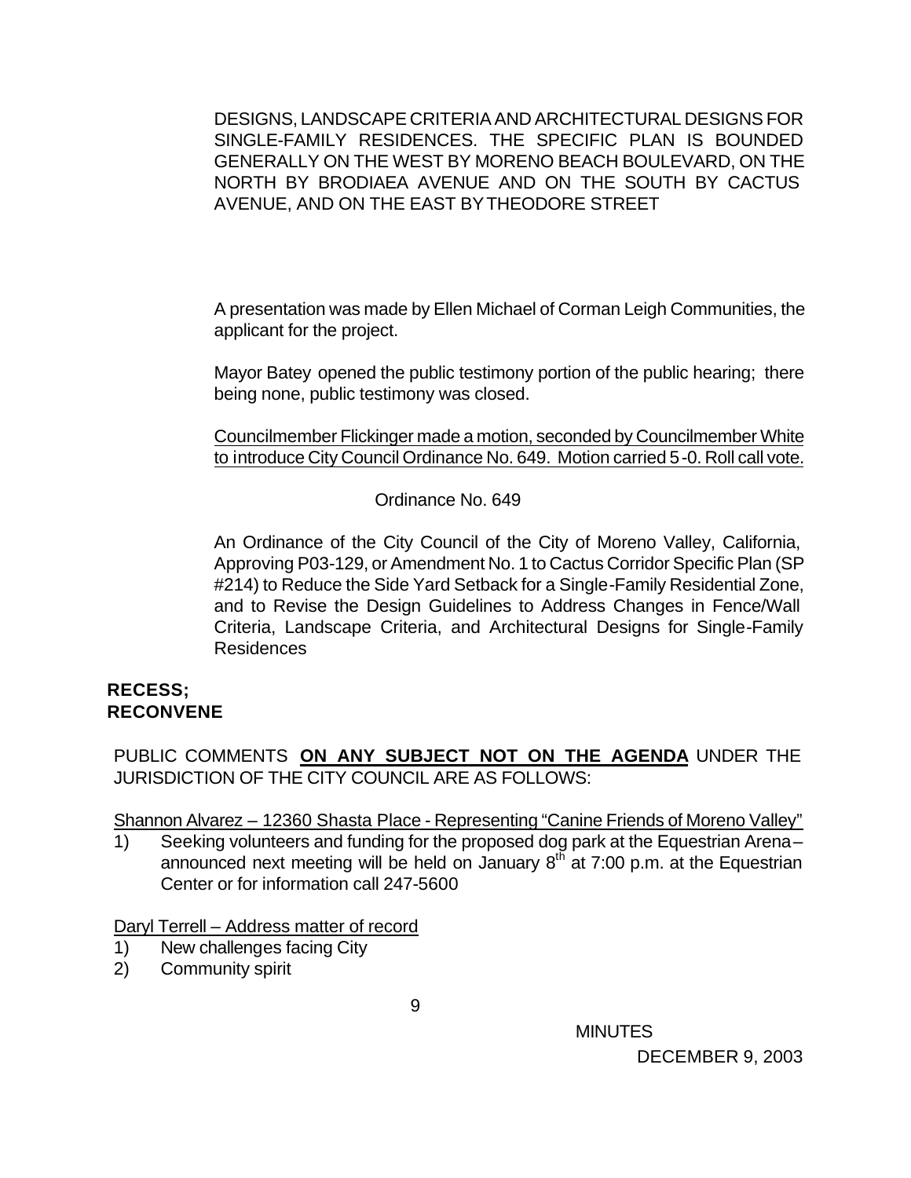DESIGNS, LANDSCAPE CRITERIA AND ARCHITECTURAL DESIGNS FOR SINGLE-FAMILY RESIDENCES. THE SPECIFIC PLAN IS BOUNDED GENERALLY ON THE WEST BY MORENO BEACH BOULEVARD, ON THE NORTH BY BRODIAEA AVENUE AND ON THE SOUTH BY CACTUS AVENUE, AND ON THE EAST BY THEODORE STREET

A presentation was made by Ellen Michael of Corman Leigh Communities, the applicant for the project.

Mayor Batey opened the public testimony portion of the public hearing; there being none, public testimony was closed.

Councilmember Flickinger made a motion, seconded by Councilmember White to introduce City Council Ordinance No. 649. Motion carried 5-0. Roll call vote.

Ordinance No. 649

An Ordinance of the City Council of the City of Moreno Valley, California, Approving P03-129, or Amendment No. 1 to Cactus Corridor Specific Plan (SP #214) to Reduce the Side Yard Setback for a Single-Family Residential Zone, and to Revise the Design Guidelines to Address Changes in Fence/Wall Criteria, Landscape Criteria, and Architectural Designs for Single-Family Residences

**RECESS;**
**RECONVENE**

PUBLIC COMMENTS **ON ANY SUBJECT NOT ON THE AGENDA** UNDER THE JURISDICTION OF THE CITY COUNCIL ARE AS FOLLOWS:

Shannon Alvarez – 12360 Shasta Place - Representing "Canine Friends of Moreno Valley"

1) Seeking volunteers and funding for the proposed dog park at the Equestrian Arena – announced next meeting will be held on January 8th at 7:00 p.m. at the Equestrian Center or for information call 247-5600

Daryl Terrell – Address matter of record

1) New challenges facing City
2) Community spirit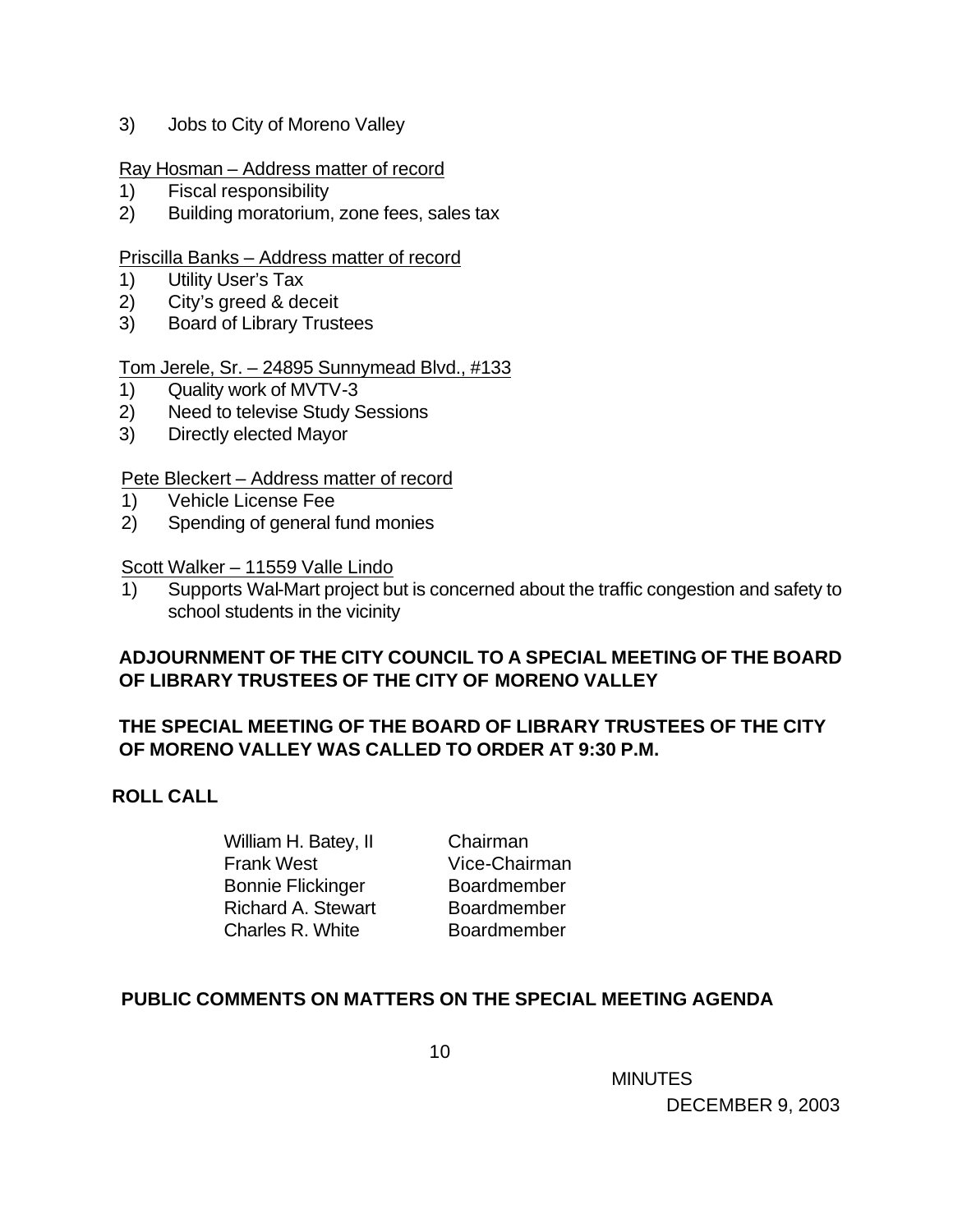3) Jobs to City of Moreno Valley

Ray Hosman – Address matter of record
1) Fiscal responsibility
2) Building moratorium, zone fees, sales tax

Priscilla Banks – Address matter of record
1) Utility User's Tax
2) City's greed & deceit
3) Board of Library Trustees

Tom Jerele, Sr. – 24895 Sunnymead Blvd., #133
1) Quality work of MVTV-3
2) Need to televise Study Sessions
3) Directly elected Mayor

Pete Bleckert – Address matter of record
1) Vehicle License Fee
2) Spending of general fund monies

Scott Walker – 11559 Valle Lindo
1) Supports Wal-Mart project but is concerned about the traffic congestion and safety to school students in the vicinity

**ADJOURNMENT OF THE CITY COUNCIL TO A SPECIAL MEETING OF THE BOARD OF LIBRARY TRUSTEES OF THE CITY OF MORENO VALLEY**

**THE SPECIAL MEETING OF THE BOARD OF LIBRARY TRUSTEES OF THE CITY OF MORENO VALLEY WAS CALLED TO ORDER AT 9:30 P.M.**

**ROLL CALL**

| | |
|---|---|
| William H. Batey, II | Chairman |
| Frank West | Vice-Chairman |
| Bonnie Flickinger | Boardmember |
| Richard A. Stewart | Boardmember |
| Charles R. White | Boardmember |

**PUBLIC COMMENTS ON MATTERS ON THE SPECIAL MEETING AGENDA**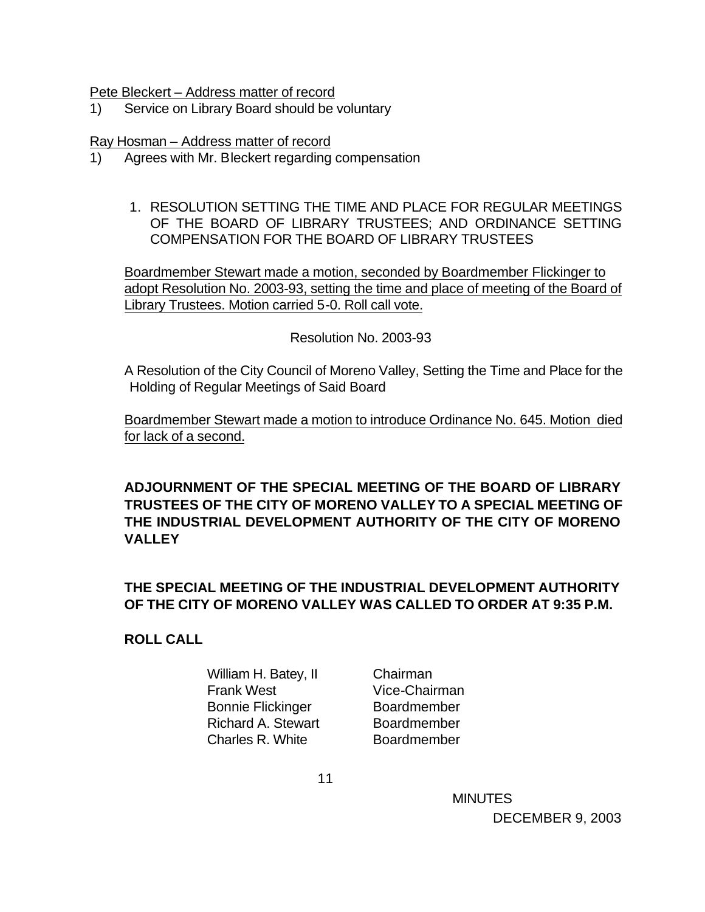Pete Bleckert – Address matter of record

1) Service on Library Board should be voluntary

Ray Hosman – Address matter of record

1) Agrees with Mr. Bleckert regarding compensation

1. RESOLUTION SETTING THE TIME AND PLACE FOR REGULAR MEETINGS OF THE BOARD OF LIBRARY TRUSTEES; AND ORDINANCE SETTING COMPENSATION FOR THE BOARD OF LIBRARY TRUSTEES

Boardmember Stewart made a motion, seconded by Boardmember Flickinger to adopt Resolution No. 2003-93, setting the time and place of meeting of the Board of Library Trustees. Motion carried 5-0. Roll call vote.

Resolution No. 2003-93

A Resolution of the City Council of Moreno Valley, Setting the Time and Place for the Holding of Regular Meetings of Said Board

Boardmember Stewart made a motion to introduce Ordinance No. 645. Motion died for lack of a second.

**ADJOURNMENT OF THE SPECIAL MEETING OF THE BOARD OF LIBRARY TRUSTEES OF THE CITY OF MORENO VALLEY TO A SPECIAL MEETING OF THE INDUSTRIAL DEVELOPMENT AUTHORITY OF THE CITY OF MORENO VALLEY**

**THE SPECIAL MEETING OF THE INDUSTRIAL DEVELOPMENT AUTHORITY OF THE CITY OF MORENO VALLEY WAS CALLED TO ORDER AT 9:35 P.M.**

**ROLL CALL**

| | |
|---|---|
| William H. Batey, II | Chairman |
| Frank West | Vice-Chairman |
| Bonnie Flickinger | Boardmember |
| Richard A. Stewart | Boardmember |
| Charles R. White | Boardmember |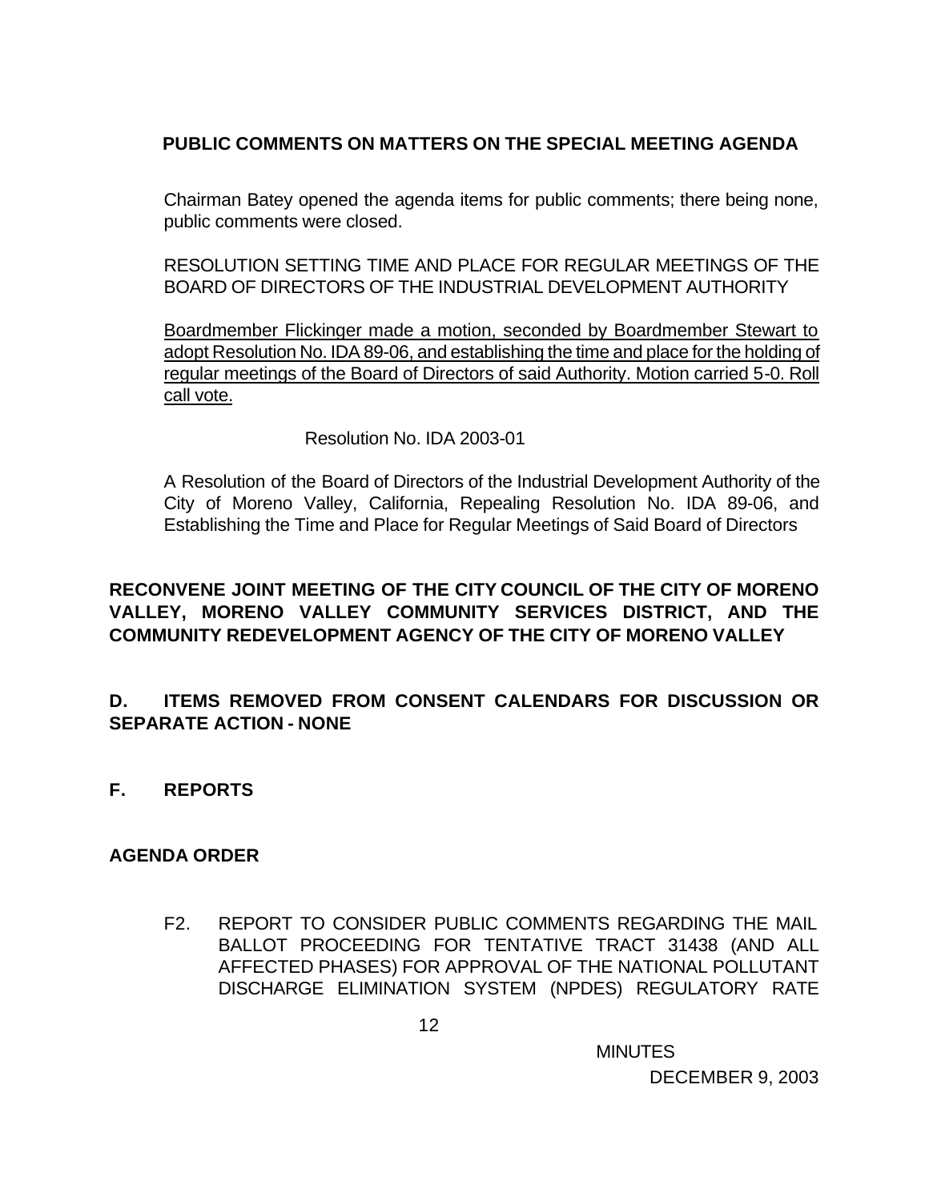**PUBLIC COMMENTS ON MATTERS ON THE SPECIAL MEETING AGENDA**

Chairman Batey opened the agenda items for public comments; there being none, public comments were closed.

RESOLUTION SETTING TIME AND PLACE FOR REGULAR MEETINGS OF THE BOARD OF DIRECTORS OF THE INDUSTRIAL DEVELOPMENT AUTHORITY

Boardmember Flickinger made a motion, seconded by Boardmember Stewart to adopt Resolution No. IDA 89-06, and establishing the time and place for the holding of regular meetings of the Board of Directors of said Authority. Motion carried 5-0. Roll call vote.

Resolution No. IDA 2003-01

A Resolution of the Board of Directors of the Industrial Development Authority of the City of Moreno Valley, California, Repealing Resolution No. IDA 89-06, and Establishing the Time and Place for Regular Meetings of Said Board of Directors

**RECONVENE JOINT MEETING OF THE CITY COUNCIL OF THE CITY OF MORENO VALLEY, MORENO VALLEY COMMUNITY SERVICES DISTRICT, AND THE COMMUNITY REDEVELOPMENT AGENCY OF THE CITY OF MORENO VALLEY**

**D. ITEMS REMOVED FROM CONSENT CALENDARS FOR DISCUSSION OR SEPARATE ACTION - NONE**

**F. REPORTS**

**AGENDA ORDER**

F2. REPORT TO CONSIDER PUBLIC COMMENTS REGARDING THE MAIL BALLOT PROCEEDING FOR TENTATIVE TRACT 31438 (AND ALL AFFECTED PHASES) FOR APPROVAL OF THE NATIONAL POLLUTANT DISCHARGE ELIMINATION SYSTEM (NPDES) REGULATORY RATE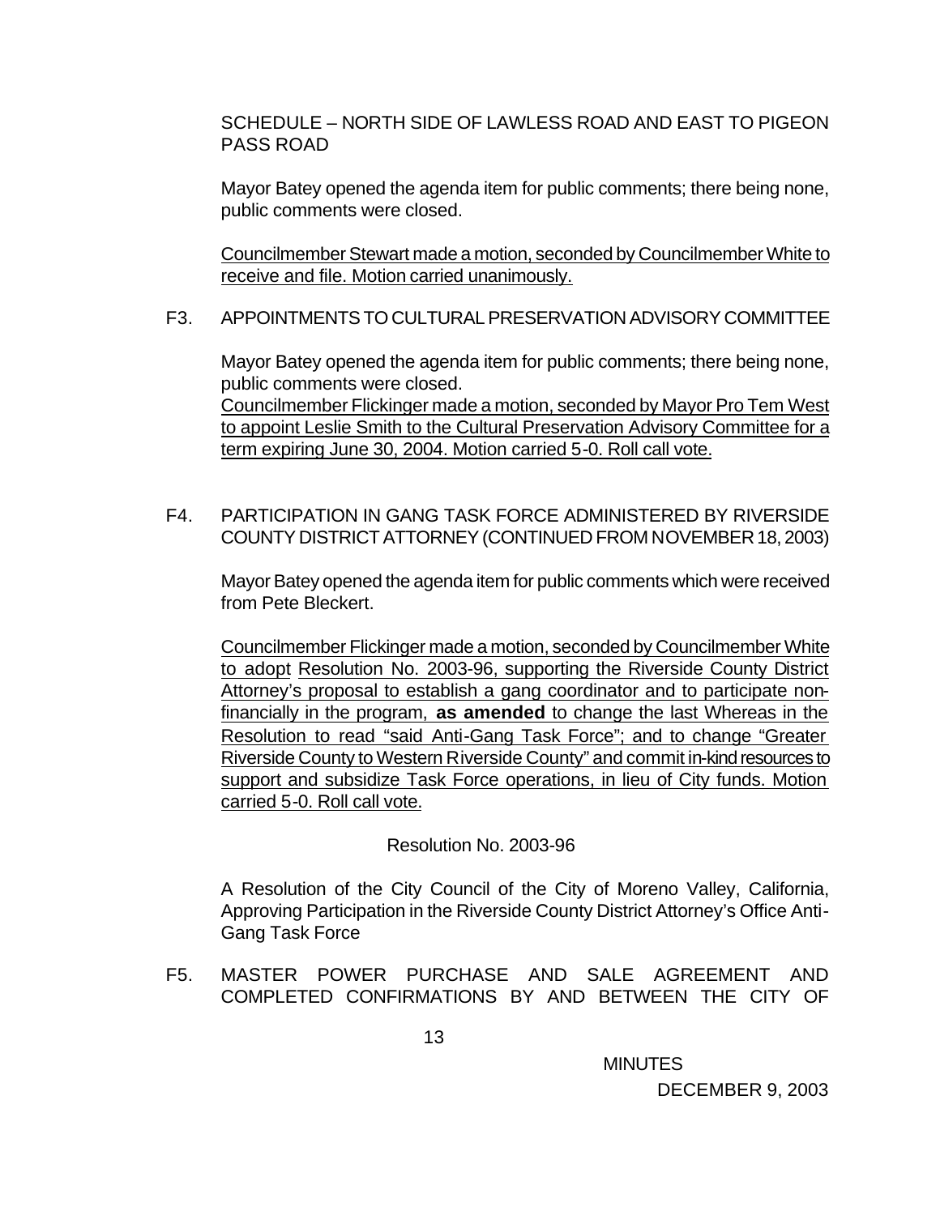SCHEDULE – NORTH SIDE OF LAWLESS ROAD AND EAST TO PIGEON PASS ROAD

Mayor Batey opened the agenda item for public comments; there being none, public comments were closed.

Councilmember Stewart made a motion, seconded by Councilmember White to receive and file. Motion carried unanimously.

F3. APPOINTMENTS TO CULTURAL PRESERVATION ADVISORY COMMITTEE

Mayor Batey opened the agenda item for public comments; there being none, public comments were closed.
Councilmember Flickinger made a motion, seconded by Mayor Pro Tem West to appoint Leslie Smith to the Cultural Preservation Advisory Committee for a term expiring June 30, 2004. Motion carried 5-0. Roll call vote.

F4. PARTICIPATION IN GANG TASK FORCE ADMINISTERED BY RIVERSIDE COUNTY DISTRICT ATTORNEY (CONTINUED FROM NOVEMBER 18, 2003)

Mayor Batey opened the agenda item for public comments which were received from Pete Bleckert.

Councilmember Flickinger made a motion, seconded by Councilmember White to adopt Resolution No. 2003-96, supporting the Riverside County District Attorney's proposal to establish a gang coordinator and to participate non-financially in the program, **as amended** to change the last Whereas in the Resolution to read "said Anti-Gang Task Force"; and to change "Greater Riverside County to Western Riverside County" and commit in-kind resources to support and subsidize Task Force operations, in lieu of City funds. Motion carried 5-0. Roll call vote.

Resolution No. 2003-96

A Resolution of the City Council of the City of Moreno Valley, California, Approving Participation in the Riverside County District Attorney's Office Anti-Gang Task Force

F5. MASTER POWER PURCHASE AND SALE AGREEMENT AND COMPLETED CONFIRMATIONS BY AND BETWEEN THE CITY OF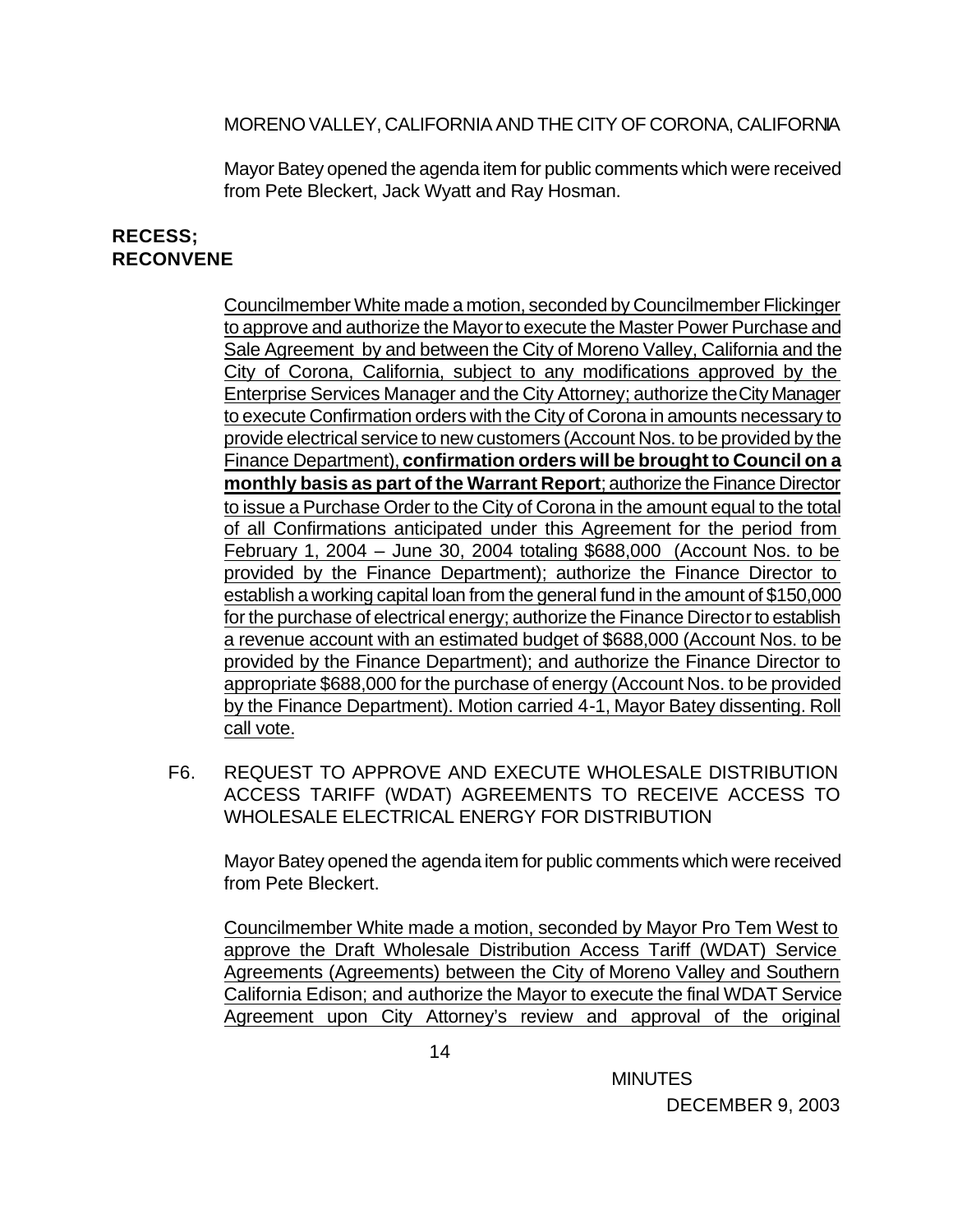MORENO VALLEY, CALIFORNIA AND THE CITY OF CORONA, CALIFORNIA

Mayor Batey opened the agenda item for public comments which were received from Pete Bleckert, Jack Wyatt and Ray Hosman.

**RECESS; RECONVENE**

Councilmember White made a motion, seconded by Councilmember Flickinger to approve and authorize the Mayor to execute the Master Power Purchase and Sale Agreement by and between the City of Moreno Valley, California and the City of Corona, California, subject to any modifications approved by the Enterprise Services Manager and the City Attorney; authorize the City Manager to execute Confirmation orders with the City of Corona in amounts necessary to provide electrical service to new customers (Account Nos. to be provided by the Finance Department), **confirmation orders will be brought to Council on a monthly basis as part of the Warrant Report**; authorize the Finance Director to issue a Purchase Order to the City of Corona in the amount equal to the total of all Confirmations anticipated under this Agreement for the period from February 1, 2004 – June 30, 2004 totaling $688,000 (Account Nos. to be provided by the Finance Department); authorize the Finance Director to establish a working capital loan from the general fund in the amount of $150,000 for the purchase of electrical energy; authorize the Finance Director to establish a revenue account with an estimated budget of $688,000 (Account Nos. to be provided by the Finance Department); and authorize the Finance Director to appropriate $688,000 for the purchase of energy (Account Nos. to be provided by the Finance Department). Motion carried 4-1, Mayor Batey dissenting. Roll call vote.

F6. REQUEST TO APPROVE AND EXECUTE WHOLESALE DISTRIBUTION ACCESS TARIFF (WDAT) AGREEMENTS TO RECEIVE ACCESS TO WHOLESALE ELECTRICAL ENERGY FOR DISTRIBUTION

Mayor Batey opened the agenda item for public comments which were received from Pete Bleckert.

Councilmember White made a motion, seconded by Mayor Pro Tem West to approve the Draft Wholesale Distribution Access Tariff (WDAT) Service Agreements (Agreements) between the City of Moreno Valley and Southern California Edison; and authorize the Mayor to execute the final WDAT Service Agreement upon City Attorney's review and approval of the original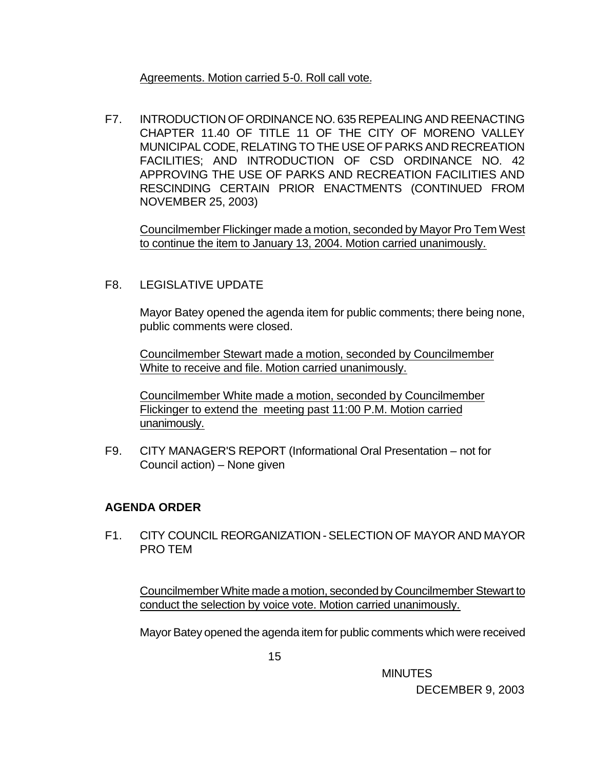Agreements. Motion carried 5-0. Roll call vote.

F7. INTRODUCTION OF ORDINANCE NO. 635 REPEALING AND REENACTING CHAPTER 11.40 OF TITLE 11 OF THE CITY OF MORENO VALLEY MUNICIPAL CODE, RELATING TO THE USE OF PARKS AND RECREATION FACILITIES; AND INTRODUCTION OF CSD ORDINANCE NO. 42 APPROVING THE USE OF PARKS AND RECREATION FACILITIES AND RESCINDING CERTAIN PRIOR ENACTMENTS (CONTINUED FROM NOVEMBER 25, 2003)

Councilmember Flickinger made a motion, seconded by Mayor Pro Tem West to continue the item to January 13, 2004. Motion carried unanimously.

F8. LEGISLATIVE UPDATE

Mayor Batey opened the agenda item for public comments; there being none, public comments were closed.

Councilmember Stewart made a motion, seconded by Councilmember White to receive and file. Motion carried unanimously.

Councilmember White made a motion, seconded by Councilmember Flickinger to extend the meeting past 11:00 P.M. Motion carried unanimously.

F9. CITY MANAGER'S REPORT (Informational Oral Presentation – not for Council action) – None given

**AGENDA ORDER**

F1. CITY COUNCIL REORGANIZATION - SELECTION OF MAYOR AND MAYOR PRO TEM

Councilmember White made a motion, seconded by Councilmember Stewart to conduct the selection by voice vote. Motion carried unanimously.

Mayor Batey opened the agenda item for public comments which were received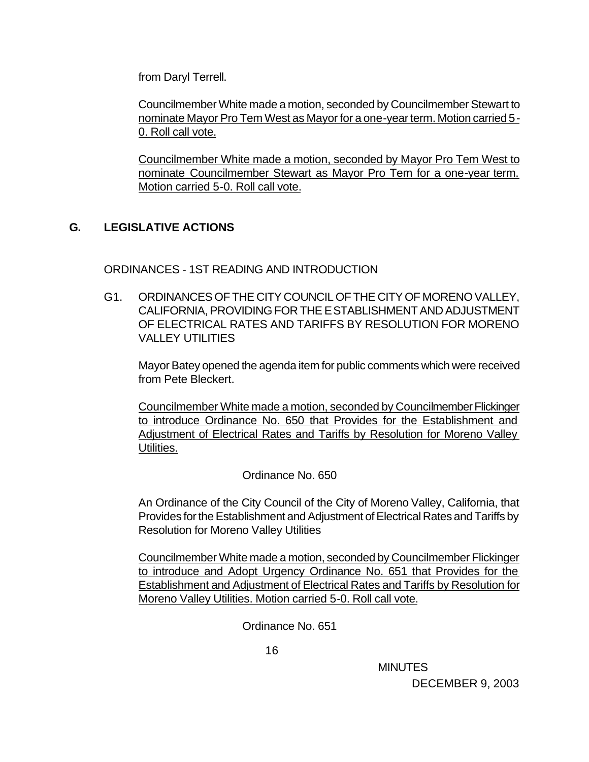from Daryl Terrell.

Councilmember White made a motion, seconded by Councilmember Stewart to nominate Mayor Pro Tem West as Mayor for a one-year term. Motion carried 5-0. Roll call vote.

Councilmember White made a motion, seconded by Mayor Pro Tem West to nominate Councilmember Stewart as Mayor Pro Tem for a one-year term. Motion carried 5-0. Roll call vote.

## G. LEGISLATIVE ACTIONS

ORDINANCES - 1ST READING AND INTRODUCTION

G1. ORDINANCES OF THE CITY COUNCIL OF THE CITY OF MORENO VALLEY, CALIFORNIA, PROVIDING FOR THE ESTABLISHMENT AND ADJUSTMENT OF ELECTRICAL RATES AND TARIFFS BY RESOLUTION FOR MORENO VALLEY UTILITIES

Mayor Batey opened the agenda item for public comments which were received from Pete Bleckert.

Councilmember White made a motion, seconded by Councilmember Flickinger to introduce Ordinance No. 650 that Provides for the Establishment and Adjustment of Electrical Rates and Tariffs by Resolution for Moreno Valley Utilities.

Ordinance No. 650

An Ordinance of the City Council of the City of Moreno Valley, California, that Provides for the Establishment and Adjustment of Electrical Rates and Tariffs by Resolution for Moreno Valley Utilities

Councilmember White made a motion, seconded by Councilmember Flickinger to introduce and Adopt Urgency Ordinance No. 651 that Provides for the Establishment and Adjustment of Electrical Rates and Tariffs by Resolution for Moreno Valley Utilities. Motion carried 5-0. Roll call vote.

Ordinance No. 651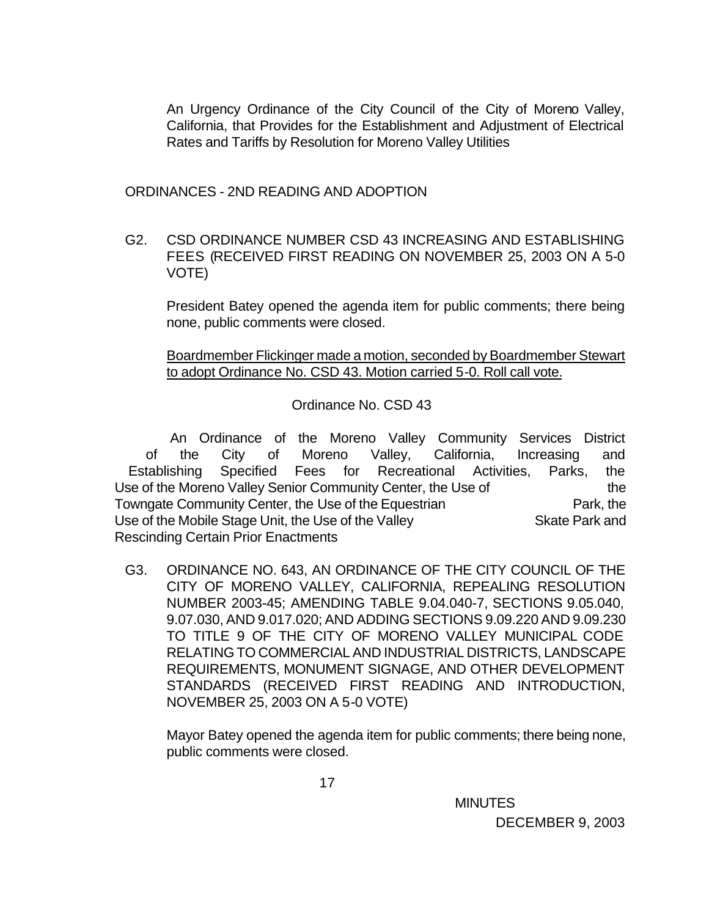An Urgency Ordinance of the City Council of the City of Moreno Valley, California, that Provides for the Establishment and Adjustment of Electrical Rates and Tariffs by Resolution for Moreno Valley Utilities

ORDINANCES - 2ND READING AND ADOPTION

G2. CSD ORDINANCE NUMBER CSD 43 INCREASING AND ESTABLISHING FEES (RECEIVED FIRST READING ON NOVEMBER 25, 2003 ON A 5-0 VOTE)

President Batey opened the agenda item for public comments; there being none, public comments were closed.

Boardmember Flickinger made a motion, seconded by Boardmember Stewart to adopt Ordinance No. CSD 43. Motion carried 5-0. Roll call vote.

Ordinance No. CSD 43

An Ordinance of the Moreno Valley Community Services District of the City of Moreno Valley, California, Increasing and Establishing Specified Fees for Recreational Activities, Parks, the Use of the Moreno Valley Senior Community Center, the Use of the Towngate Community Center, the Use of the Equestrian Park, the Use of the Mobile Stage Unit, the Use of the Valley Skate Park and Rescinding Certain Prior Enactments

G3. ORDINANCE NO. 643, AN ORDINANCE OF THE CITY COUNCIL OF THE CITY OF MORENO VALLEY, CALIFORNIA, REPEALING RESOLUTION NUMBER 2003-45; AMENDING TABLE 9.04.040-7, SECTIONS 9.05.040, 9.07.030, AND 9.017.020; AND ADDING SECTIONS 9.09.220 AND 9.09.230 TO TITLE 9 OF THE CITY OF MORENO VALLEY MUNICIPAL CODE RELATING TO COMMERCIAL AND INDUSTRIAL DISTRICTS, LANDSCAPE REQUIREMENTS, MONUMENT SIGNAGE, AND OTHER DEVELOPMENT STANDARDS (RECEIVED FIRST READING AND INTRODUCTION, NOVEMBER 25, 2003 ON A 5-0 VOTE)

Mayor Batey opened the agenda item for public comments; there being none, public comments were closed.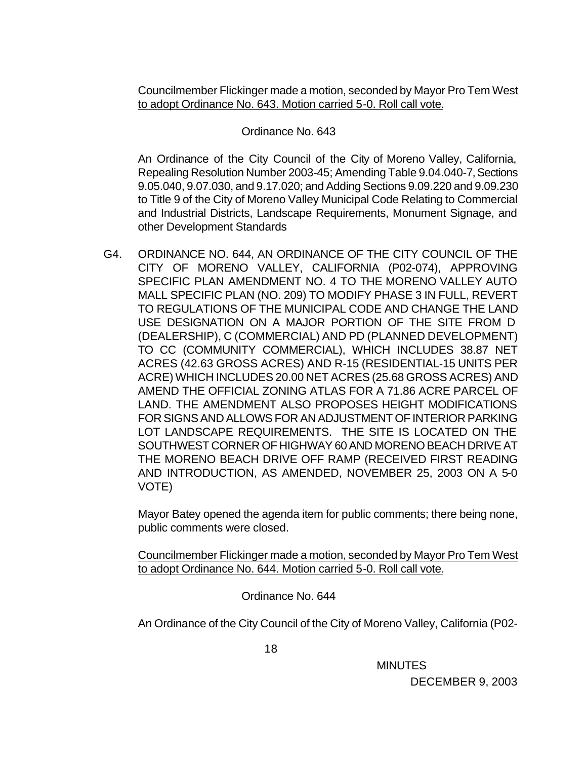Councilmember Flickinger made a motion, seconded by Mayor Pro Tem West to adopt Ordinance No. 643. Motion carried 5-0. Roll call vote.

Ordinance No. 643

An Ordinance of the City Council of the City of Moreno Valley, California, Repealing Resolution Number 2003-45; Amending Table 9.04.040-7, Sections 9.05.040, 9.07.030, and 9.17.020; and Adding Sections 9.09.220 and 9.09.230 to Title 9 of the City of Moreno Valley Municipal Code Relating to Commercial and Industrial Districts, Landscape Requirements, Monument Signage, and other Development Standards

G4. ORDINANCE NO. 644, AN ORDINANCE OF THE CITY COUNCIL OF THE CITY OF MORENO VALLEY, CALIFORNIA (P02-074), APPROVING SPECIFIC PLAN AMENDMENT NO. 4 TO THE MORENO VALLEY AUTO MALL SPECIFIC PLAN (NO. 209) TO MODIFY PHASE 3 IN FULL, REVERT TO REGULATIONS OF THE MUNICIPAL CODE AND CHANGE THE LAND USE DESIGNATION ON A MAJOR PORTION OF THE SITE FROM D (DEALERSHIP), C (COMMERCIAL) AND PD (PLANNED DEVELOPMENT) TO CC (COMMUNITY COMMERCIAL), WHICH INCLUDES 38.87 NET ACRES (42.63 GROSS ACRES) AND R-15 (RESIDENTIAL-15 UNITS PER ACRE) WHICH INCLUDES 20.00 NET ACRES (25.68 GROSS ACRES) AND AMEND THE OFFICIAL ZONING ATLAS FOR A 71.86 ACRE PARCEL OF LAND. THE AMENDMENT ALSO PROPOSES HEIGHT MODIFICATIONS FOR SIGNS AND ALLOWS FOR AN ADJUSTMENT OF INTERIOR PARKING LOT LANDSCAPE REQUIREMENTS. THE SITE IS LOCATED ON THE SOUTHWEST CORNER OF HIGHWAY 60 AND MORENO BEACH DRIVE AT THE MORENO BEACH DRIVE OFF RAMP (RECEIVED FIRST READING AND INTRODUCTION, AS AMENDED, NOVEMBER 25, 2003 ON A 5-0 VOTE)

Mayor Batey opened the agenda item for public comments; there being none, public comments were closed.

Councilmember Flickinger made a motion, seconded by Mayor Pro Tem West to adopt Ordinance No. 644. Motion carried 5-0. Roll call vote.

Ordinance No. 644

An Ordinance of the City Council of the City of Moreno Valley, California (P02-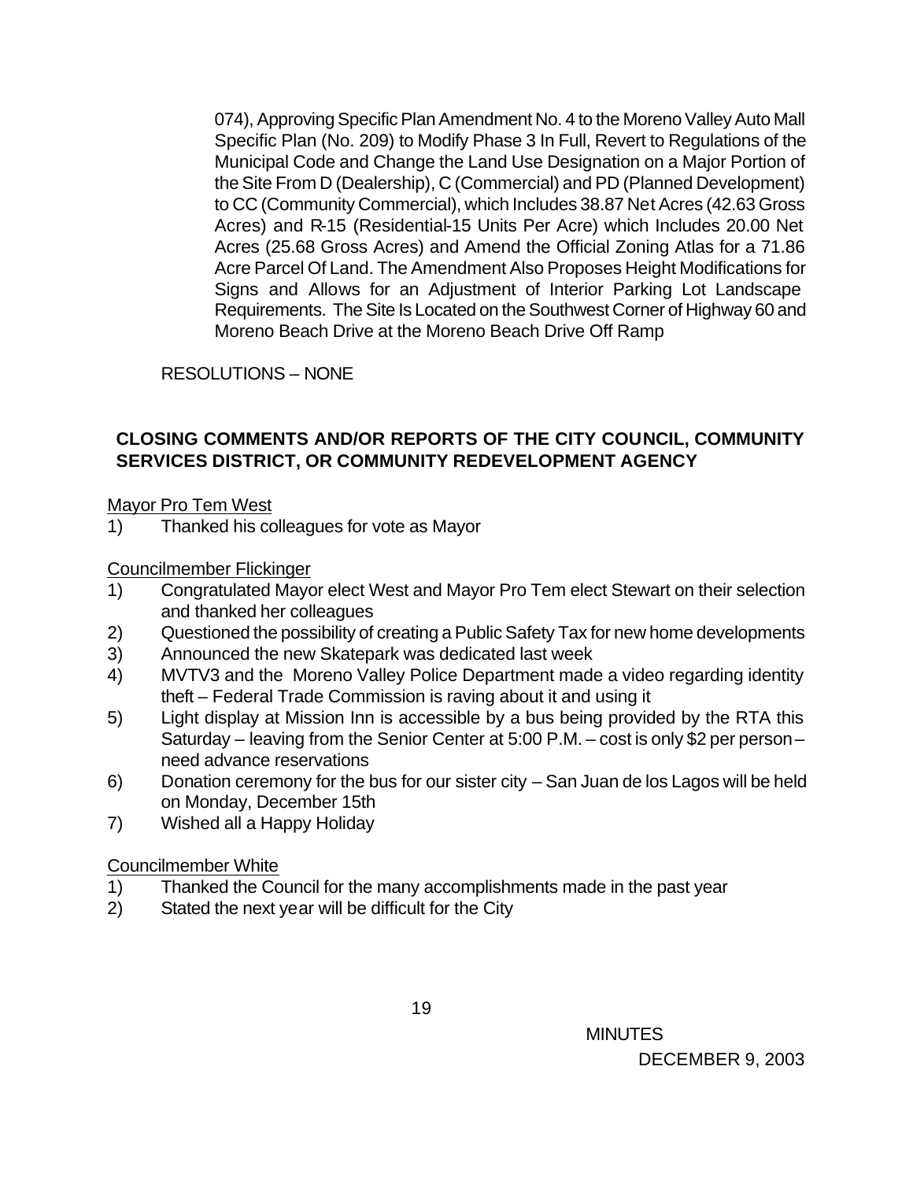074), Approving Specific Plan Amendment No. 4 to the Moreno Valley Auto Mall Specific Plan (No. 209) to Modify Phase 3 In Full, Revert to Regulations of the Municipal Code and Change the Land Use Designation on a Major Portion of the Site From D (Dealership), C (Commercial) and PD (Planned Development) to CC (Community Commercial), which Includes 38.87 Net Acres (42.63 Gross Acres) and R-15 (Residential-15 Units Per Acre) which Includes 20.00 Net Acres (25.68 Gross Acres) and Amend the Official Zoning Atlas for a 71.86 Acre Parcel Of Land. The Amendment Also Proposes Height Modifications for Signs and Allows for an Adjustment of Interior Parking Lot Landscape Requirements. The Site Is Located on the Southwest Corner of Highway 60 and Moreno Beach Drive at the Moreno Beach Drive Off Ramp

RESOLUTIONS – NONE

**CLOSING COMMENTS AND/OR REPORTS OF THE CITY COUNCIL, COMMUNITY SERVICES DISTRICT, OR COMMUNITY REDEVELOPMENT AGENCY**

Mayor Pro Tem West

1) Thanked his colleagues for vote as Mayor

Councilmember Flickinger

1) Congratulated Mayor elect West and Mayor Pro Tem elect Stewart on their selection and thanked her colleagues
2) Questioned the possibility of creating a Public Safety Tax for new home developments
3) Announced the new Skatepark was dedicated last week
4) MVTV3 and the Moreno Valley Police Department made a video regarding identity theft – Federal Trade Commission is raving about it and using it
5) Light display at Mission Inn is accessible by a bus being provided by the RTA this Saturday – leaving from the Senior Center at 5:00 P.M. – cost is only $2 per person – need advance reservations
6) Donation ceremony for the bus for our sister city – San Juan de los Lagos will be held on Monday, December 15th
7) Wished all a Happy Holiday

Councilmember White

1) Thanked the Council for the many accomplishments made in the past year
2) Stated the next year will be difficult for the City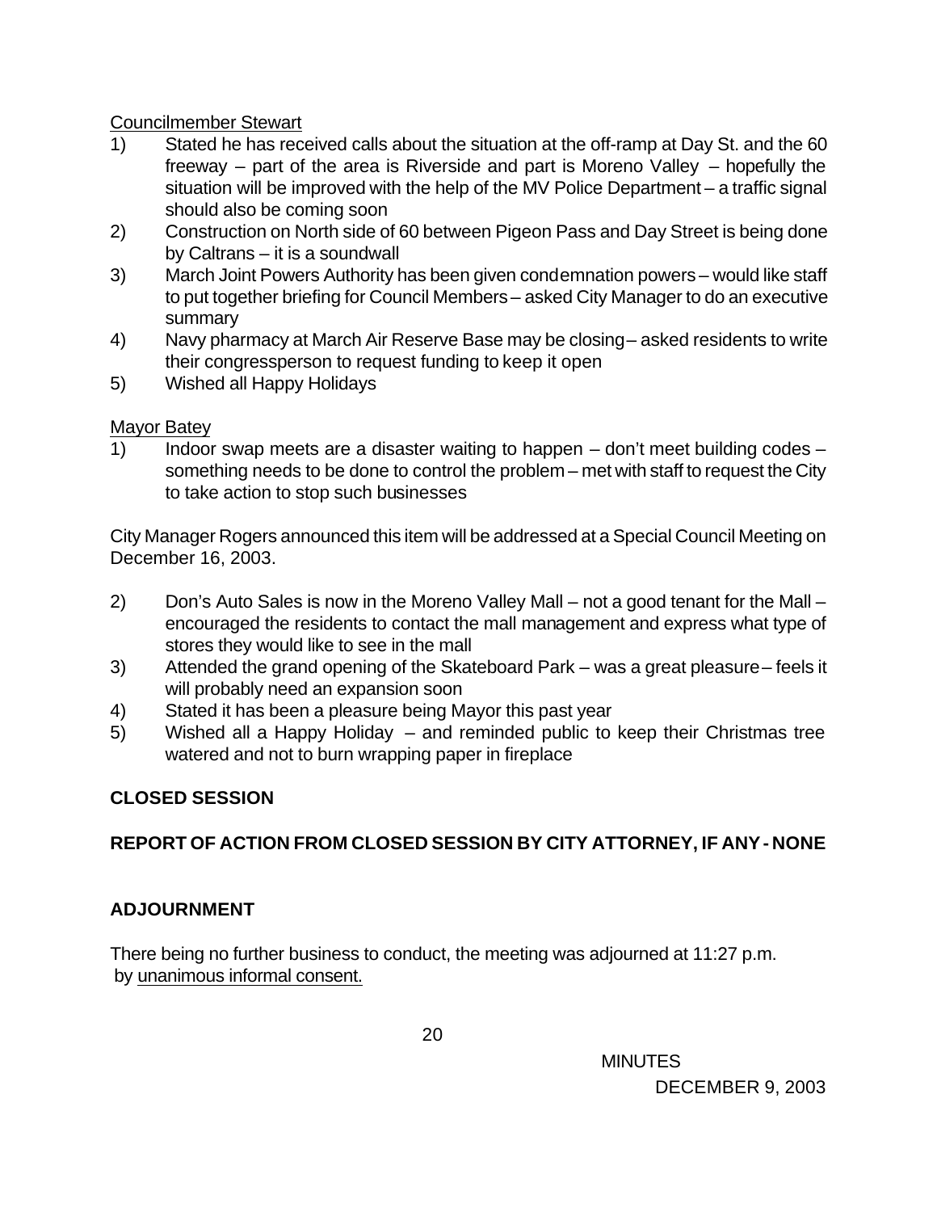Councilmember Stewart

1) Stated he has received calls about the situation at the off-ramp at Day St. and the 60 freeway – part of the area is Riverside and part is Moreno Valley – hopefully the situation will be improved with the help of the MV Police Department – a traffic signal should also be coming soon
2) Construction on North side of 60 between Pigeon Pass and Day Street is being done by Caltrans – it is a soundwall
3) March Joint Powers Authority has been given condemnation powers – would like staff to put together briefing for Council Members – asked City Manager to do an executive summary
4) Navy pharmacy at March Air Reserve Base may be closing – asked residents to write their congressperson to request funding to keep it open
5) Wished all Happy Holidays

Mayor Batey

1) Indoor swap meets are a disaster waiting to happen – don't meet building codes – something needs to be done to control the problem – met with staff to request the City to take action to stop such businesses

City Manager Rogers announced this item will be addressed at a Special Council Meeting on December 16, 2003.

2) Don's Auto Sales is now in the Moreno Valley Mall – not a good tenant for the Mall – encouraged the residents to contact the mall management and express what type of stores they would like to see in the mall
3) Attended the grand opening of the Skateboard Park – was a great pleasure – feels it will probably need an expansion soon
4) Stated it has been a pleasure being Mayor this past year
5) Wished all a Happy Holiday – and reminded public to keep their Christmas tree watered and not to burn wrapping paper in fireplace

**CLOSED SESSION**

**REPORT OF ACTION FROM CLOSED SESSION BY CITY ATTORNEY, IF ANY - NONE**

**ADJOURNMENT**

There being no further business to conduct, the meeting was adjourned at 11:27 p.m. by unanimous informal consent.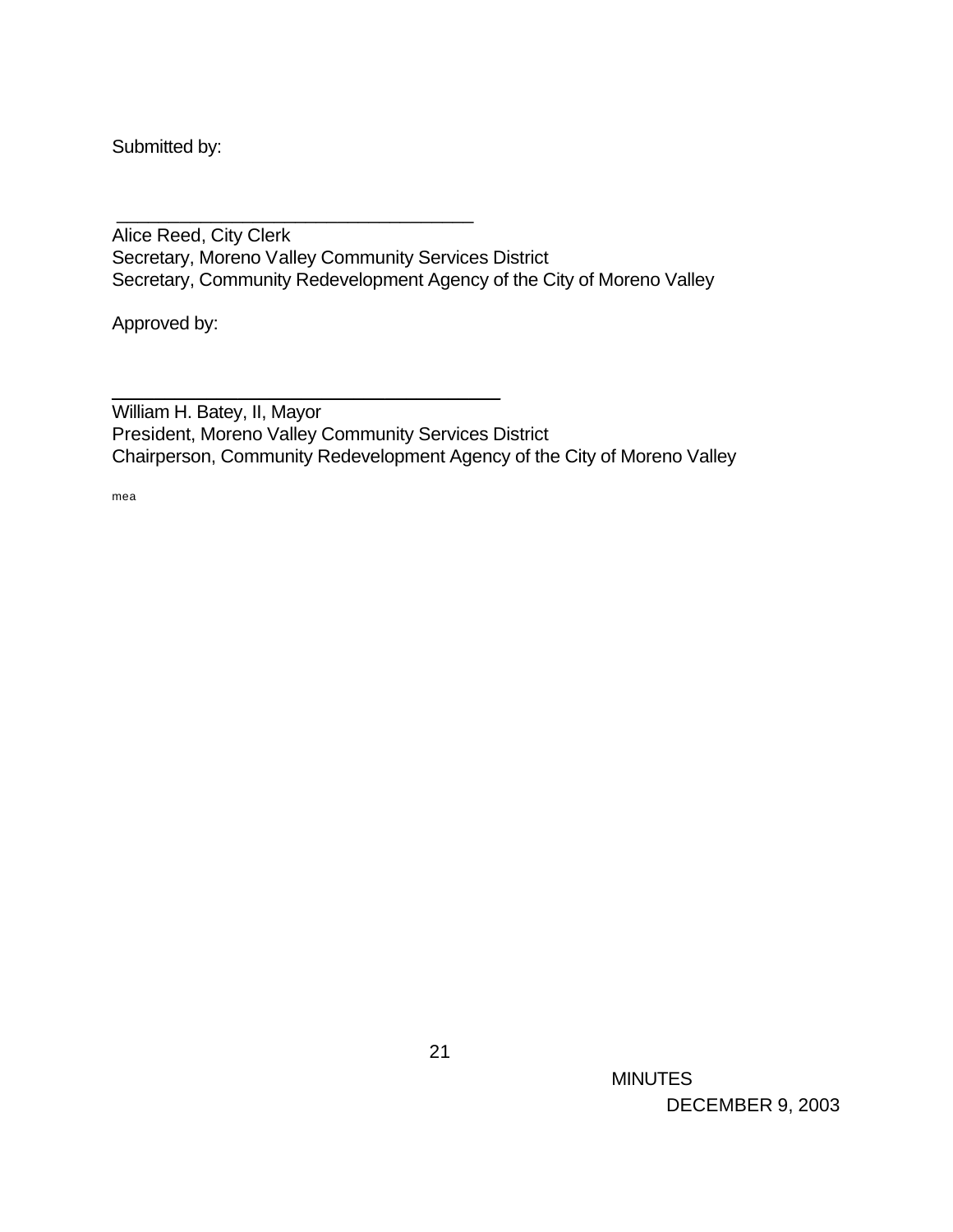Submitted by:

\_\_\_\_\_\_\_\_\_\_\_\_\_\_\_\_\_\_\_\_\_\_\_\_\_\_\_\_\_\_\_\_\_\_\_\_\_\_

Alice Reed, City Clerk
Secretary, Moreno Valley Community Services District
Secretary, Community Redevelopment Agency of the City of Moreno Valley

Approved by:

\_\_\_\_\_\_\_\_\_\_\_\_\_\_\_\_\_\_\_\_\_\_\_\_\_\_\_\_\_\_\_\_\_\_\_\_\_\_

William H. Batey, II, Mayor
President, Moreno Valley Community Services District
Chairperson, Community Redevelopment Agency of the City of Moreno Valley

mea